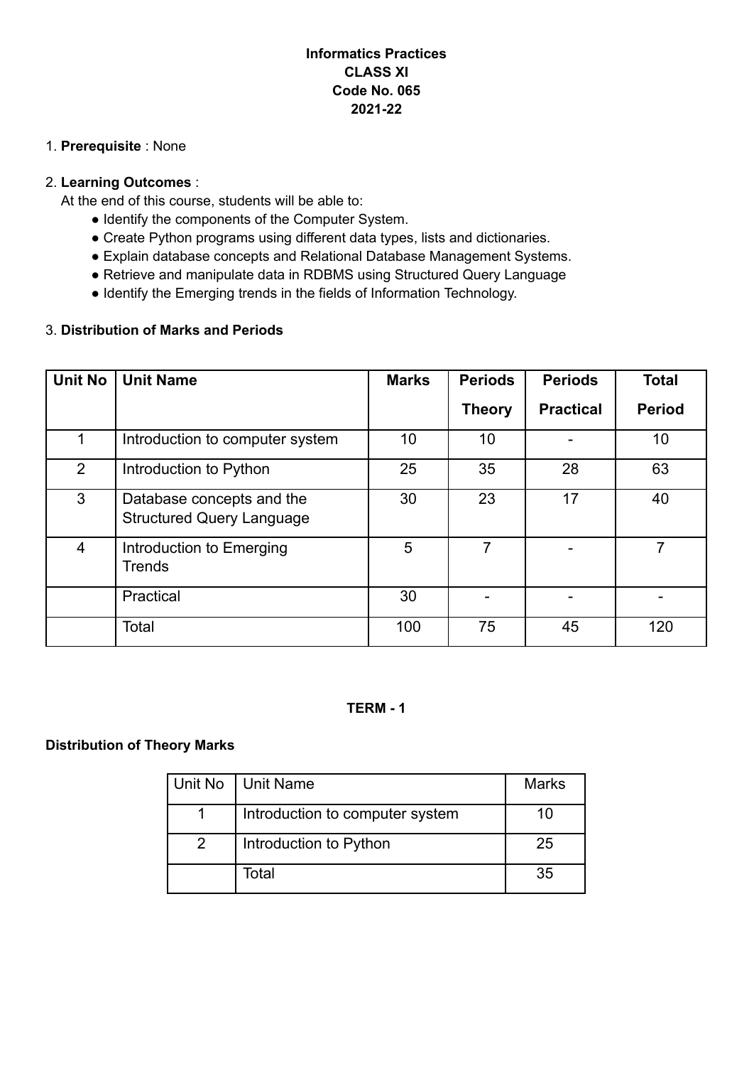# Informatics Practices
## CLASS XI
## Code No. 065
## 2021-22

1. **Prerequisite** : None

2. **Learning Outcomes** :

   At the end of this course, students will be able to:

   - Identify the components of the Computer System.
   - Create Python programs using different data types, lists and dictionaries.
   - Explain database concepts and Relational Database Management Systems.
   - Retrieve and manipulate data in RDBMS using Structured Query Language
   - Identify the Emerging trends in the fields of Information Technology.

3. **Distribution of Marks and Periods**

| Unit No | Unit Name | Marks | Periods Theory | Periods Practical | Total Period |
|---|---|---|---|---|---|
| 1 | Introduction to computer system | 10 | 10 | - | 10 |
| 2 | Introduction to Python | 25 | 35 | 28 | 63 |
| 3 | Database concepts and the Structured Query Language | 30 | 23 | 17 | 40 |
| 4 | Introduction to Emerging Trends | 5 | 7 | - | 7 |
| | Practical | 30 | - | - | - |
| | Total | 100 | 75 | 45 | 120 |

## TERM - 1

**Distribution of Theory Marks**

| Unit No | Unit Name | Marks |
|---|---|---|
| 1 | Introduction to computer system | 10 |
| 2 | Introduction to Python | 25 |
| | Total | 35 |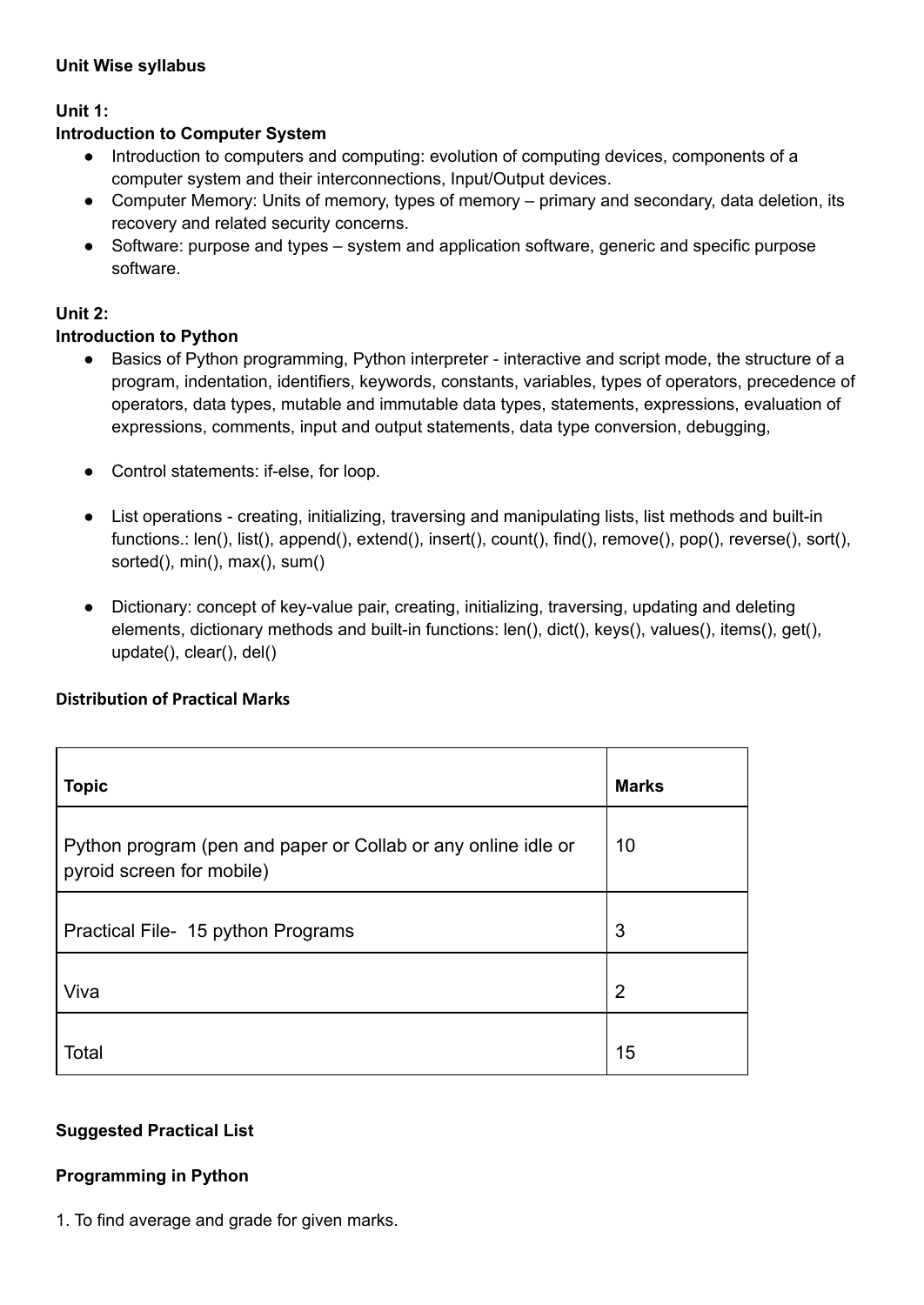**Unit Wise syllabus**

**Unit 1:**
**Introduction to Computer System**

- Introduction to computers and computing: evolution of computing devices, components of a computer system and their interconnections, Input/Output devices.
- Computer Memory: Units of memory, types of memory – primary and secondary, data deletion, its recovery and related security concerns.
- Software: purpose and types – system and application software, generic and specific purpose software.

**Unit 2:**
**Introduction to Python**

- Basics of Python programming, Python interpreter - interactive and script mode, the structure of a program, indentation, identifiers, keywords, constants, variables, types of operators, precedence of operators, data types, mutable and immutable data types, statements, expressions, evaluation of expressions, comments, input and output statements, data type conversion, debugging,

- Control statements: if-else, for loop.

- List operations - creating, initializing, traversing and manipulating lists, list methods and built-in functions.: len(), list(), append(), extend(), insert(), count(), find(), remove(), pop(), reverse(), sort(), sorted(), min(), max(), sum()

- Dictionary: concept of key-value pair, creating, initializing, traversing, updating and deleting elements, dictionary methods and built-in functions: len(), dict(), keys(), values(), items(), get(), update(), clear(), del()

**Distribution of Practical Marks**

| **Topic** | **Marks** |
| --- | --- |
| Python program (pen and paper or Collab or any online idle or pyroid screen for mobile) | 10 |
| Practical File- 15 python Programs | 3 |
| Viva | 2 |
| Total | 15 |

**Suggested Practical List**

**Programming in Python**

1. To find average and grade for given marks.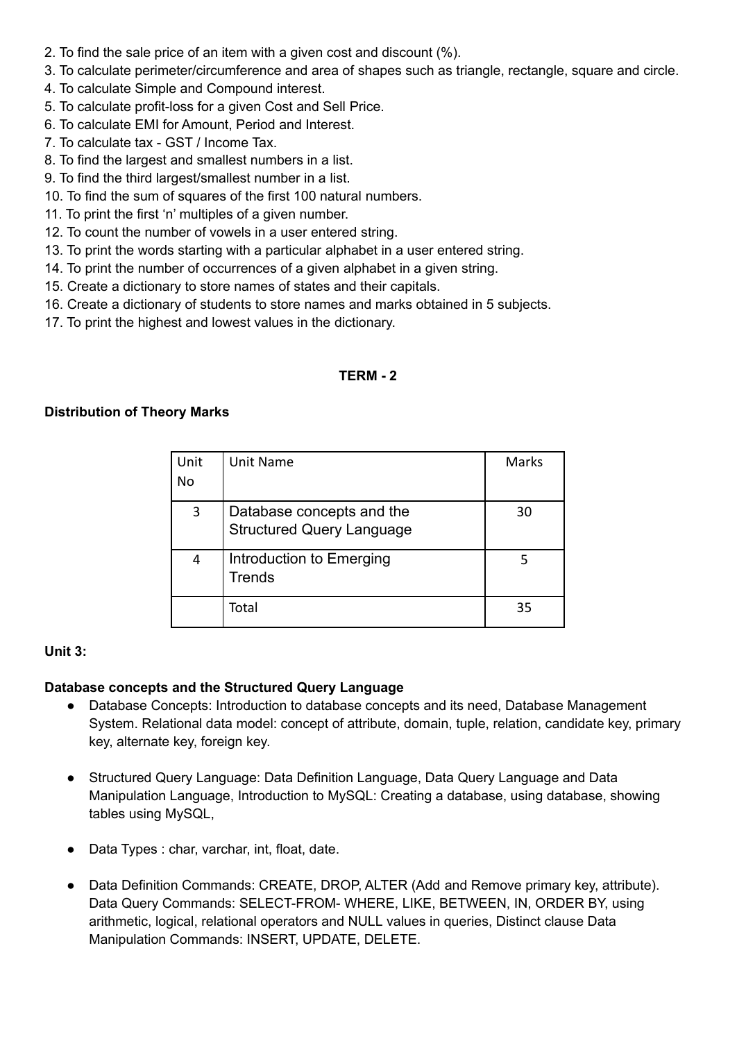2. To find the sale price of an item with a given cost and discount (%).
3. To calculate perimeter/circumference and area of shapes such as triangle, rectangle, square and circle.
4. To calculate Simple and Compound interest.
5. To calculate profit-loss for a given Cost and Sell Price.
6. To calculate EMI for Amount, Period and Interest.
7. To calculate tax - GST / Income Tax.
8. To find the largest and smallest numbers in a list.
9. To find the third largest/smallest number in a list.
10. To find the sum of squares of the first 100 natural numbers.
11. To print the first 'n' multiples of a given number.
12. To count the number of vowels in a user entered string.
13. To print the words starting with a particular alphabet in a user entered string.
14. To print the number of occurrences of a given alphabet in a given string.
15. Create a dictionary to store names of states and their capitals.
16. Create a dictionary of students to store names and marks obtained in 5 subjects.
17. To print the highest and lowest values in the dictionary.

## TERM - 2

**Distribution of Theory Marks**

| Unit No | Unit Name | Marks |
|---|---|---|
| 3 | Database concepts and the Structured Query Language | 30 |
| 4 | Introduction to Emerging Trends | 5 |
| | Total | 35 |

**Unit 3:**

**Database concepts and the Structured Query Language**

- Database Concepts: Introduction to database concepts and its need, Database Management System. Relational data model: concept of attribute, domain, tuple, relation, candidate key, primary key, alternate key, foreign key.
- Structured Query Language: Data Definition Language, Data Query Language and Data Manipulation Language, Introduction to MySQL: Creating a database, using database, showing tables using MySQL,
- Data Types : char, varchar, int, float, date.
- Data Definition Commands: CREATE, DROP, ALTER (Add and Remove primary key, attribute). Data Query Commands: SELECT-FROM- WHERE, LIKE, BETWEEN, IN, ORDER BY, using arithmetic, logical, relational operators and NULL values in queries, Distinct clause Data Manipulation Commands: INSERT, UPDATE, DELETE.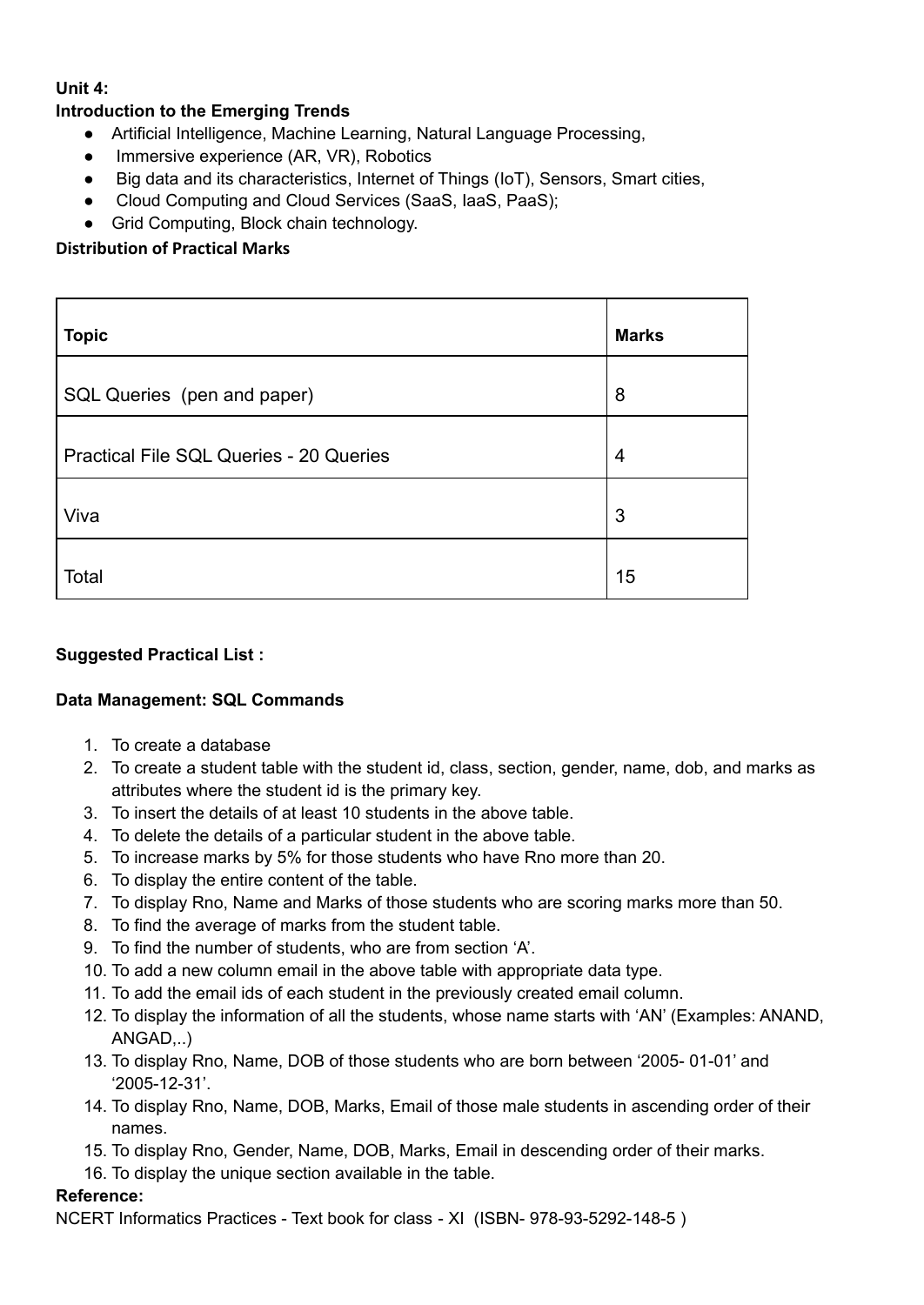**Unit 4:**

**Introduction to the Emerging Trends**

- Artificial Intelligence, Machine Learning, Natural Language Processing,
- Immersive experience (AR, VR), Robotics
- Big data and its characteristics, Internet of Things (IoT), Sensors, Smart cities,
- Cloud Computing and Cloud Services (SaaS, IaaS, PaaS);
- Grid Computing, Block chain technology.

**Distribution of Practical Marks**

| **Topic** | **Marks** |
|---|---|
| SQL Queries (pen and paper) | 8 |
| Practical File SQL Queries - 20 Queries | 4 |
| Viva | 3 |
| Total | 15 |

**Suggested Practical List :**

**Data Management: SQL Commands**

1. To create a database
2. To create a student table with the student id, class, section, gender, name, dob, and marks as attributes where the student id is the primary key.
3. To insert the details of at least 10 students in the above table.
4. To delete the details of a particular student in the above table.
5. To increase marks by 5% for those students who have Rno more than 20.
6. To display the entire content of the table.
7. To display Rno, Name and Marks of those students who are scoring marks more than 50.
8. To find the average of marks from the student table.
9. To find the number of students, who are from section 'A'.
10. To add a new column email in the above table with appropriate data type.
11. To add the email ids of each student in the previously created email column.
12. To display the information of all the students, whose name starts with 'AN' (Examples: ANAND, ANGAD,..)
13. To display Rno, Name, DOB of those students who are born between '2005- 01-01' and '2005-12-31'.
14. To display Rno, Name, DOB, Marks, Email of those male students in ascending order of their names.
15. To display Rno, Gender, Name, DOB, Marks, Email in descending order of their marks.
16. To display the unique section available in the table.

**Reference:**

NCERT Informatics Practices - Text book for class - XI (ISBN- 978-93-5292-148-5 )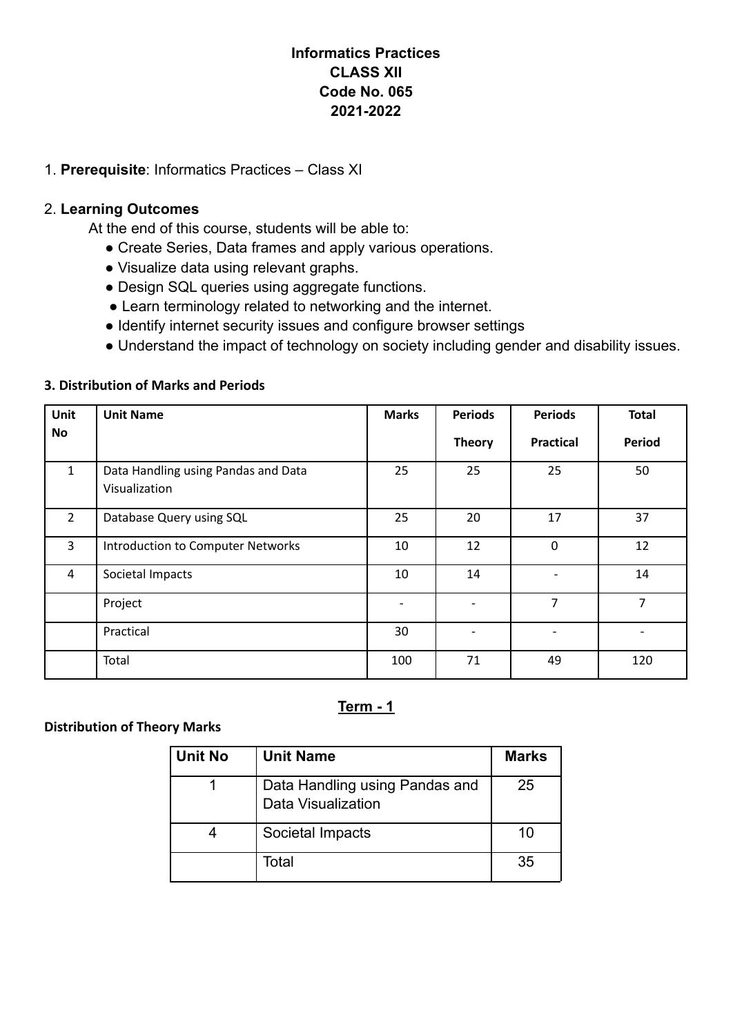**Informatics Practices**
**CLASS XII**
**Code No. 065**
**2021-2022**

1. **Prerequisite**: Informatics Practices – Class XI

2. **Learning Outcomes**

At the end of this course, students will be able to:

- Create Series, Data frames and apply various operations.
- Visualize data using relevant graphs.
- Design SQL queries using aggregate functions.
- Learn terminology related to networking and the internet.
- Identify internet security issues and configure browser settings
- Understand the impact of technology on society including gender and disability issues.

**3. Distribution of Marks and Periods**

| Unit No | Unit Name | Marks | Periods Theory | Periods Practical | Total Period |
|---|---|---|---|---|---|
| 1 | Data Handling using Pandas and Data Visualization | 25 | 25 | 25 | 50 |
| 2 | Database Query using SQL | 25 | 20 | 17 | 37 |
| 3 | Introduction to Computer Networks | 10 | 12 | 0 | 12 |
| 4 | Societal Impacts | 10 | 14 | - | 14 |
| | Project | - | - | 7 | 7 |
| | Practical | 30 | - | - | - |
| | Total | 100 | 71 | 49 | 120 |

## Term - 1

**Distribution of Theory Marks**

| Unit No | Unit Name | Marks |
|---|---|---|
| 1 | Data Handling using Pandas and Data Visualization | 25 |
| 4 | Societal Impacts | 10 |
| | Total | 35 |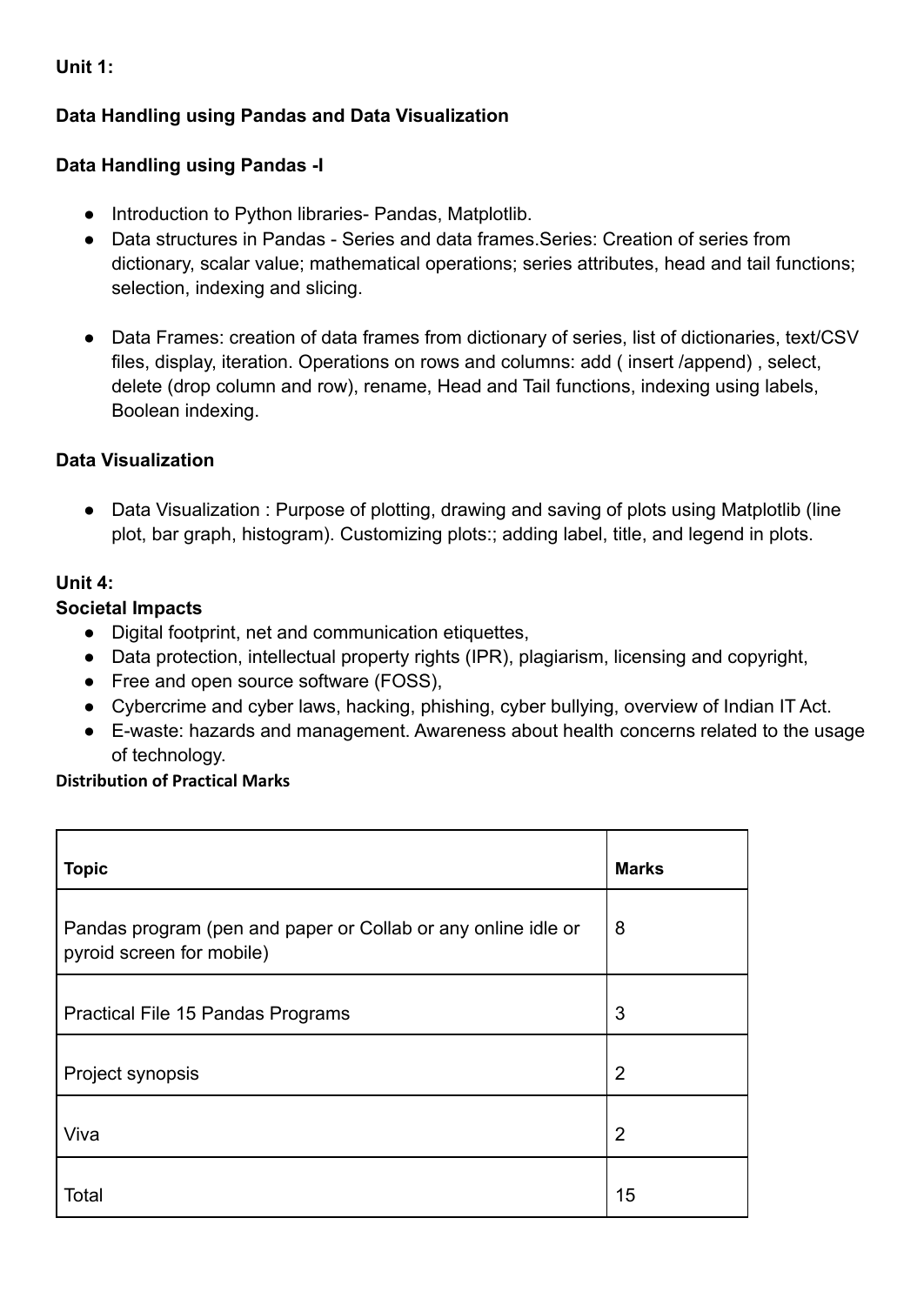**Unit 1:**

**Data Handling using Pandas and Data Visualization**

**Data Handling using Pandas -I**

- Introduction to Python libraries- Pandas, Matplotlib.
- Data structures in Pandas - Series and data frames.Series: Creation of series from dictionary, scalar value; mathematical operations; series attributes, head and tail functions; selection, indexing and slicing.

- Data Frames: creation of data frames from dictionary of series, list of dictionaries, text/CSV files, display, iteration. Operations on rows and columns: add ( insert /append) , select, delete (drop column and row), rename, Head and Tail functions, indexing using labels, Boolean indexing.

**Data Visualization**

- Data Visualization : Purpose of plotting, drawing and saving of plots using Matplotlib (line plot, bar graph, histogram). Customizing plots:; adding label, title, and legend in plots.

**Unit 4:**

**Societal Impacts**

- Digital footprint, net and communication etiquettes,
- Data protection, intellectual property rights (IPR), plagiarism, licensing and copyright,
- Free and open source software (FOSS),
- Cybercrime and cyber laws, hacking, phishing, cyber bullying, overview of Indian IT Act.
- E-waste: hazards and management. Awareness about health concerns related to the usage of technology.

**Distribution of Practical Marks**

| **Topic** | **Marks** |
|---|---|
| Pandas program (pen and paper or Collab or any online idle or pyroid screen for mobile) | 8 |
| Practical File 15 Pandas Programs | 3 |
| Project synopsis | 2 |
| Viva | 2 |
| Total | 15 |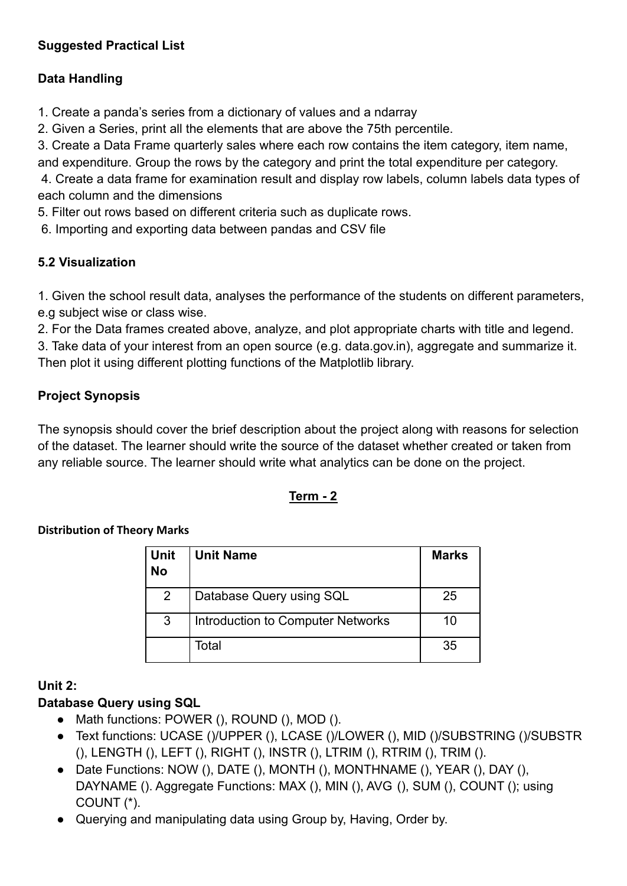**Suggested Practical List**

**Data Handling**

1. Create a panda's series from a dictionary of values and a ndarray
2. Given a Series, print all the elements that are above the 75th percentile.
3. Create a Data Frame quarterly sales where each row contains the item category, item name, and expenditure. Group the rows by the category and print the total expenditure per category.
4. Create a data frame for examination result and display row labels, column labels data types of each column and the dimensions
5. Filter out rows based on different criteria such as duplicate rows.
6. Importing and exporting data between pandas and CSV file

**5.2 Visualization**

1. Given the school result data, analyses the performance of the students on different parameters, e.g subject wise or class wise.
2. For the Data frames created above, analyze, and plot appropriate charts with title and legend.
3. Take data of your interest from an open source (e.g. data.gov.in), aggregate and summarize it. Then plot it using different plotting functions of the Matplotlib library.

**Project Synopsis**

The synopsis should cover the brief description about the project along with reasons for selection of the dataset. The learner should write the source of the dataset whether created or taken from any reliable source. The learner should write what analytics can be done on the project.

## Term - 2

**Distribution of Theory Marks**

| Unit No | Unit Name | Marks |
|---|---|---|
| 2 | Database Query using SQL | 25 |
| 3 | Introduction to Computer Networks | 10 |
| | Total | 35 |

**Unit 2:**

**Database Query using SQL**

- Math functions: POWER (), ROUND (), MOD ().
- Text functions: UCASE ()/UPPER (), LCASE ()/LOWER (), MID ()/SUBSTRING ()/SUBSTR (), LENGTH (), LEFT (), RIGHT (), INSTR (), LTRIM (), RTRIM (), TRIM ().
- Date Functions: NOW (), DATE (), MONTH (), MONTHNAME (), YEAR (), DAY (), DAYNAME (). Aggregate Functions: MAX (), MIN (), AVG (), SUM (), COUNT (); using COUNT (*).
- Querying and manipulating data using Group by, Having, Order by.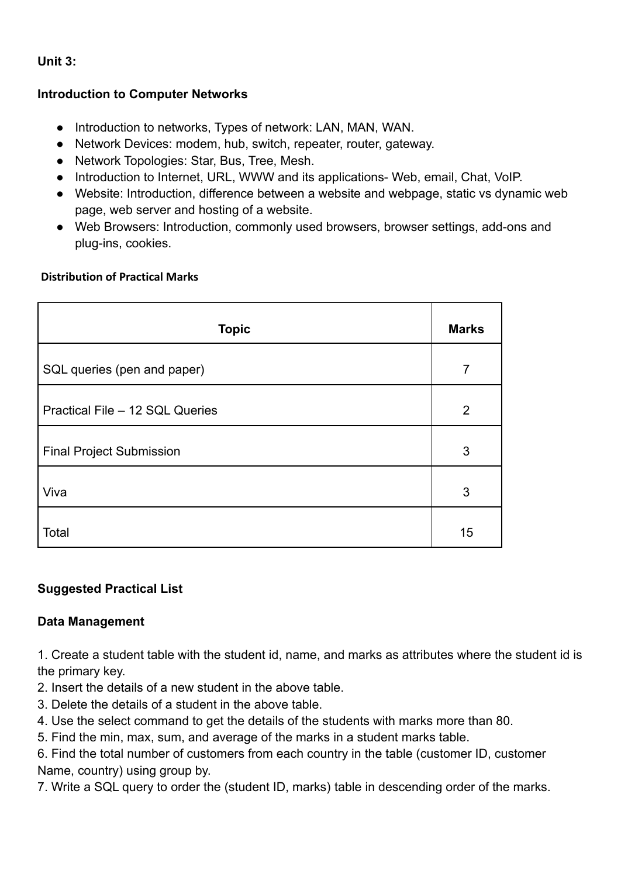**Unit 3:**

**Introduction to Computer Networks**

- Introduction to networks, Types of network: LAN, MAN, WAN.
- Network Devices: modem, hub, switch, repeater, router, gateway.
- Network Topologies: Star, Bus, Tree, Mesh.
- Introduction to Internet, URL, WWW and its applications- Web, email, Chat, VoIP.
- Website: Introduction, difference between a website and webpage, static vs dynamic web page, web server and hosting of a website.
- Web Browsers: Introduction, commonly used browsers, browser settings, add-ons and plug-ins, cookies.

**Distribution of Practical Marks**

| Topic | Marks |
|---|---|
| SQL queries (pen and paper) | 7 |
| Practical File – 12 SQL Queries | 2 |
| Final Project Submission | 3 |
| Viva | 3 |
| Total | 15 |

**Suggested Practical List**

**Data Management**

1. Create a student table with the student id, name, and marks as attributes where the student id is the primary key.
2. Insert the details of a new student in the above table.
3. Delete the details of a student in the above table.
4. Use the select command to get the details of the students with marks more than 80.
5. Find the min, max, sum, and average of the marks in a student marks table.
6. Find the total number of customers from each country in the table (customer ID, customer Name, country) using group by.
7. Write a SQL query to order the (student ID, marks) table in descending order of the marks.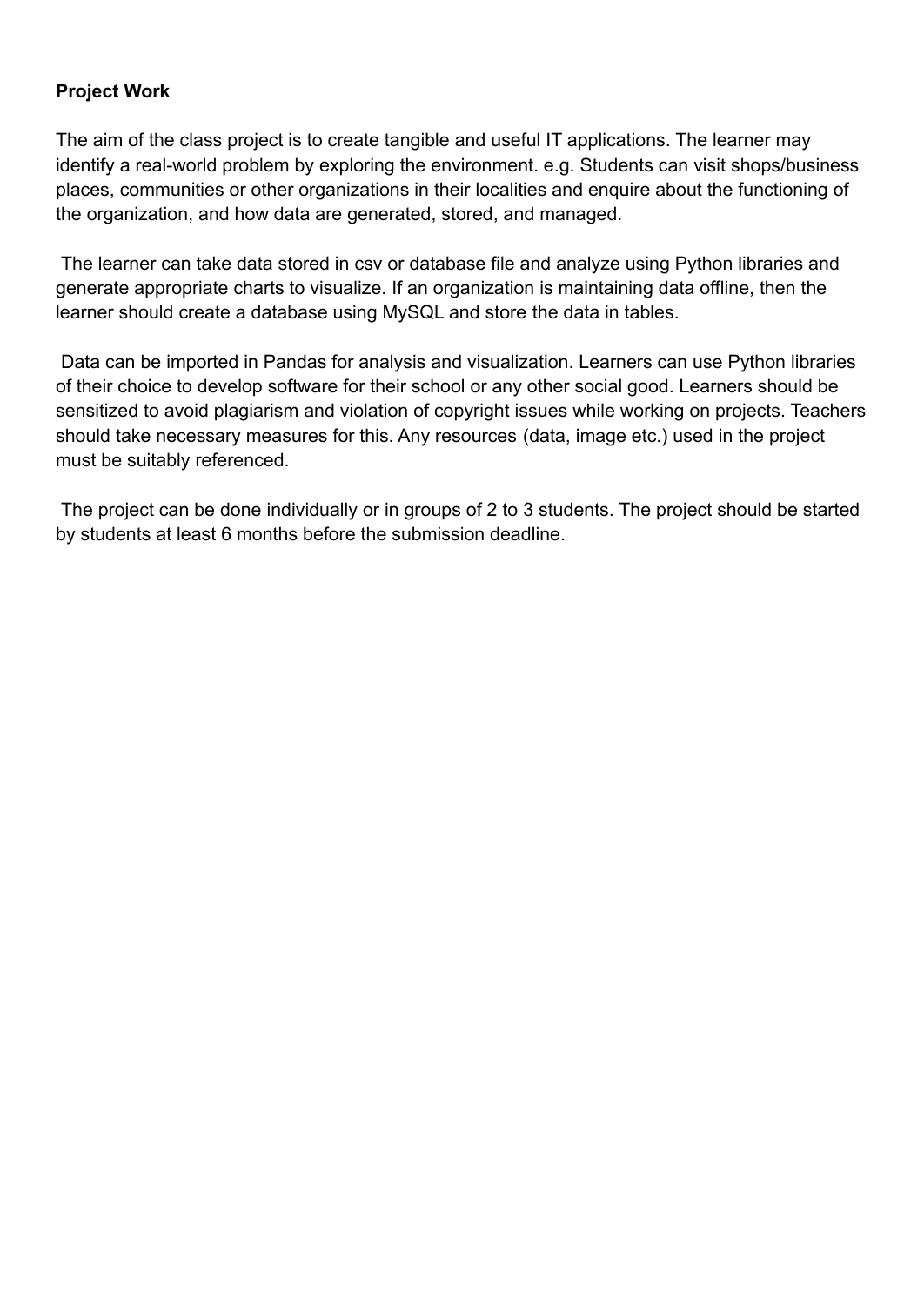**Project Work**

The aim of the class project is to create tangible and useful IT applications. The learner may identify a real-world problem by exploring the environment. e.g. Students can visit shops/business places, communities or other organizations in their localities and enquire about the functioning of the organization, and how data are generated, stored, and managed.

The learner can take data stored in csv or database file and analyze using Python libraries and generate appropriate charts to visualize. If an organization is maintaining data offline, then the learner should create a database using MySQL and store the data in tables.

Data can be imported in Pandas for analysis and visualization. Learners can use Python libraries of their choice to develop software for their school or any other social good. Learners should be sensitized to avoid plagiarism and violation of copyright issues while working on projects. Teachers should take necessary measures for this. Any resources (data, image etc.) used in the project must be suitably referenced.

The project can be done individually or in groups of 2 to 3 students. The project should be started by students at least 6 months before the submission deadline.